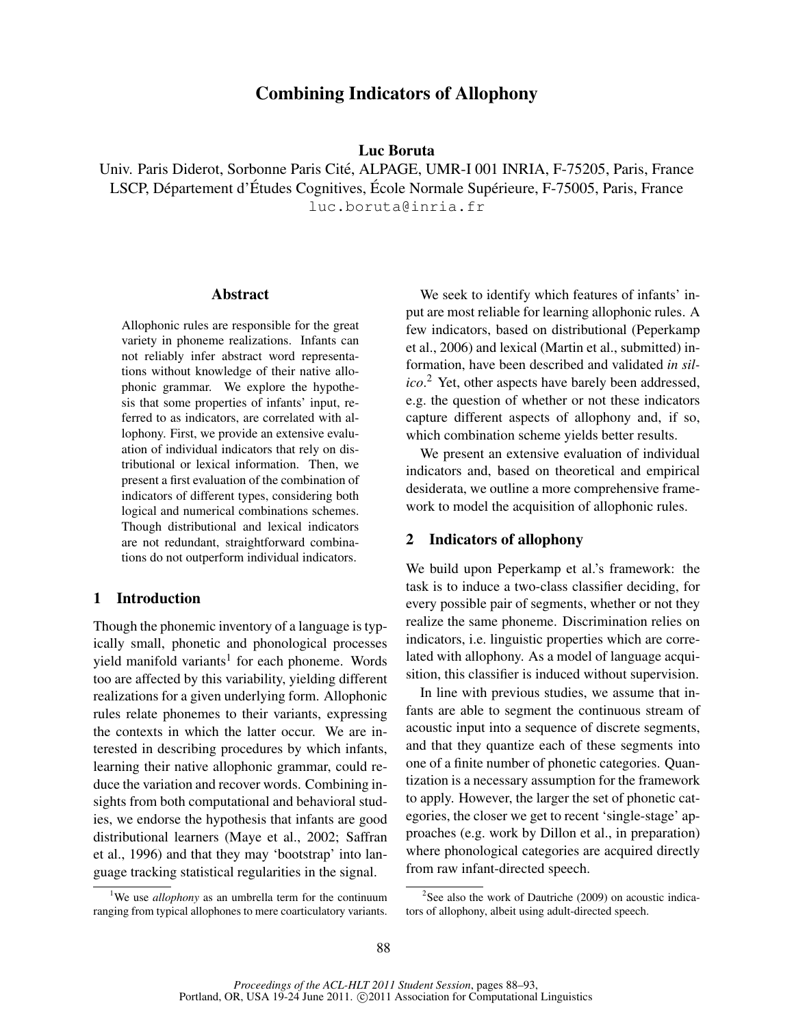# Combining Indicators of Allophony

**Luc Boruta**

Univ. Paris Diderot, Sorbonne Paris Cité, ALPAGE, UMR-I 001 INRIA, F-75205, Paris, France
LSCP, Département d'Études Cognitives, École Normale Supérieure, F-75005, Paris, France
luc.boruta@inria.fr

## Abstract

Allophonic rules are responsible for the great variety in phoneme realizations. Infants can not reliably infer abstract word representations without knowledge of their native allophonic grammar. We explore the hypothesis that some properties of infants' input, referred to as indicators, are correlated with allophony. First, we provide an extensive evaluation of individual indicators that rely on distributional or lexical information. Then, we present a first evaluation of the combination of indicators of different types, considering both logical and numerical combinations schemes. Though distributional and lexical indicators are not redundant, straightforward combinations do not outperform individual indicators.

## 1 Introduction

Though the phonemic inventory of a language is typically small, phonetic and phonological processes yield manifold variants[1] for each phoneme. Words too are affected by this variability, yielding different realizations for a given underlying form. Allophonic rules relate phonemes to their variants, expressing the contexts in which the latter occur. We are interested in describing procedures by which infants, learning their native allophonic grammar, could reduce the variation and recover words. Combining insights from both computational and behavioral studies, we endorse the hypothesis that infants are good distributional learners (Maye et al., 2002; Saffran et al., 1996) and that they may 'bootstrap' into language tracking statistical regularities in the signal.

We seek to identify which features of infants' input are most reliable for learning allophonic rules. A few indicators, based on distributional (Peperkamp et al., 2006) and lexical (Martin et al., submitted) information, have been described and validated *in silico*.[2] Yet, other aspects have barely been addressed, e.g. the question of whether or not these indicators capture different aspects of allophony and, if so, which combination scheme yields better results.

We present an extensive evaluation of individual indicators and, based on theoretical and empirical desiderata, we outline a more comprehensive framework to model the acquisition of allophonic rules.

## 2 Indicators of allophony

We build upon Peperkamp et al.'s framework: the task is to induce a two-class classifier deciding, for every possible pair of segments, whether or not they realize the same phoneme. Discrimination relies on indicators, i.e. linguistic properties which are correlated with allophony. As a model of language acquisition, this classifier is induced without supervision.

In line with previous studies, we assume that infants are able to segment the continuous stream of acoustic input into a sequence of discrete segments, and that they quantize each of these segments into one of a finite number of phonetic categories. Quantization is a necessary assumption for the framework to apply. However, the larger the set of phonetic categories, the closer we get to recent 'single-stage' approaches (e.g. work by Dillon et al., in preparation) where phonological categories are acquired directly from raw infant-directed speech.

[1] We use *allophony* as an umbrella term for the continuum ranging from typical allophones to mere coarticulatory variants.

[2] See also the work of Dautriche (2009) on acoustic indicators of allophony, albeit using adult-directed speech.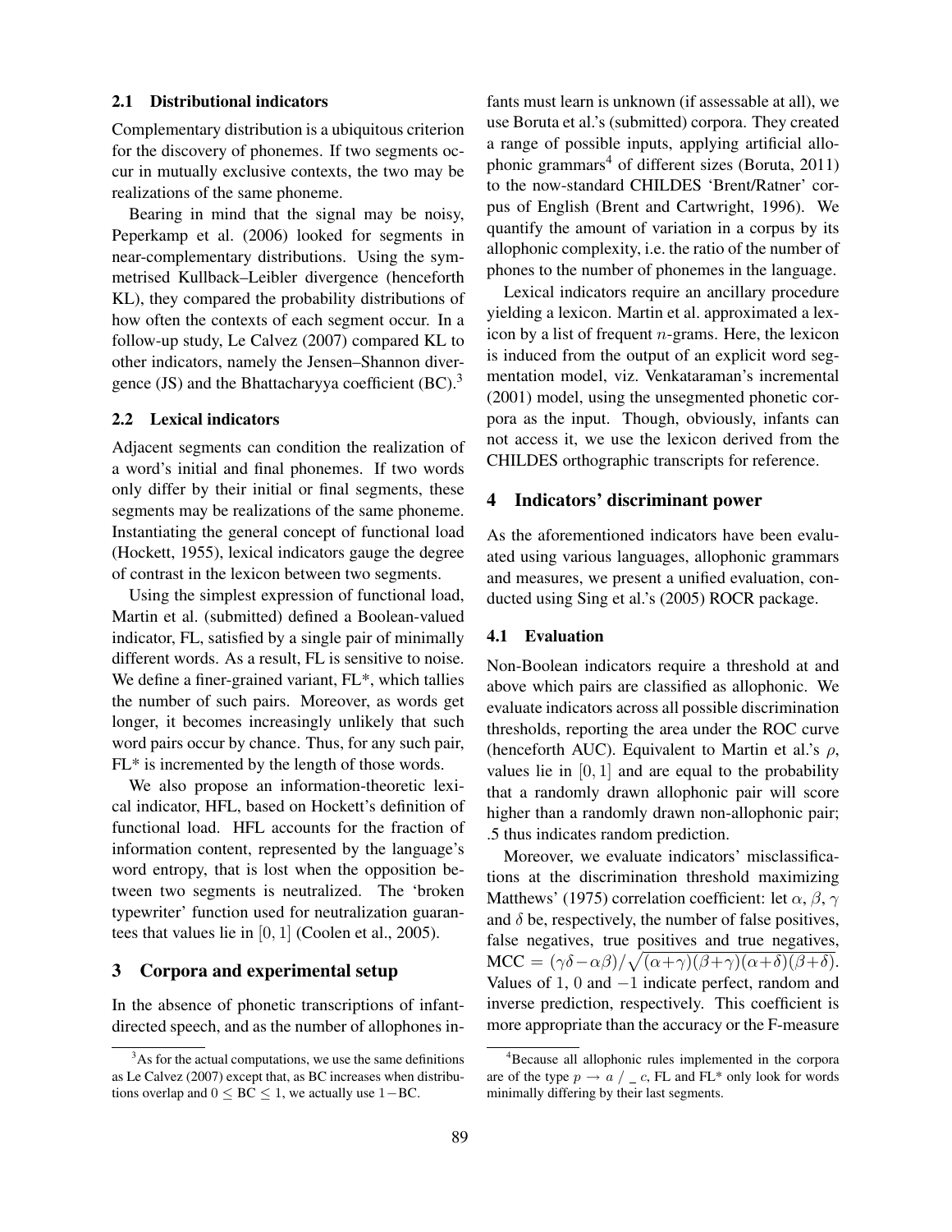### 2.1 Distributional indicators

Complementary distribution is a ubiquitous criterion for the discovery of phonemes. If two segments occur in mutually exclusive contexts, the two may be realizations of the same phoneme.

Bearing in mind that the signal may be noisy, Peperkamp et al. (2006) looked for segments in near-complementary distributions. Using the symmetrised Kullback–Leibler divergence (henceforth KL), they compared the probability distributions of how often the contexts of each segment occur. In a follow-up study, Le Calvez (2007) compared KL to other indicators, namely the Jensen–Shannon divergence (JS) and the Bhattacharyya coefficient (BC).[3]

### 2.2 Lexical indicators

Adjacent segments can condition the realization of a word's initial and final phonemes. If two words only differ by their initial or final segments, these segments may be realizations of the same phoneme. Instantiating the general concept of functional load (Hockett, 1955), lexical indicators gauge the degree of contrast in the lexicon between two segments.

Using the simplest expression of functional load, Martin et al. (submitted) defined a Boolean-valued indicator, FL, satisfied by a single pair of minimally different words. As a result, FL is sensitive to noise. We define a finer-grained variant, FL*, which tallies the number of such pairs. Moreover, as words get longer, it becomes increasingly unlikely that such word pairs occur by chance. Thus, for any such pair, FL* is incremented by the length of those words.

We also propose an information-theoretic lexical indicator, HFL, based on Hockett's definition of functional load. HFL accounts for the fraction of information content, represented by the language's word entropy, that is lost when the opposition between two segments is neutralized. The 'broken typewriter' function used for neutralization guarantees that values lie in $[0, 1]$ (Coolen et al., 2005).

## 3 Corpora and experimental setup

In the absence of phonetic transcriptions of infant-directed speech, and as the number of allophones infants must learn is unknown (if assessable at all), we use Boruta et al.'s (submitted) corpora. They created a range of possible inputs, applying artificial allophonic grammars[4] of different sizes (Boruta, 2011) to the now-standard CHILDES 'Brent/Ratner' corpus of English (Brent and Cartwright, 1996). We quantify the amount of variation in a corpus by its allophonic complexity, i.e. the ratio of the number of phones to the number of phonemes in the language.

Lexical indicators require an ancillary procedure yielding a lexicon. Martin et al. approximated a lexicon by a list of frequent $n$-grams. Here, the lexicon is induced from the output of an explicit word segmentation model, viz. Venkataraman's incremental (2001) model, using the unsegmented phonetic corpora as the input. Though, obviously, infants can not access it, we use the lexicon derived from the CHILDES orthographic transcripts for reference.

## 4 Indicators' discriminant power

As the aforementioned indicators have been evaluated using various languages, allophonic grammars and measures, we present a unified evaluation, conducted using Sing et al.'s (2005) ROCR package.

### 4.1 Evaluation

Non-Boolean indicators require a threshold at and above which pairs are classified as allophonic. We evaluate indicators across all possible discrimination thresholds, reporting the area under the ROC curve (henceforth AUC). Equivalent to Martin et al.'s $\rho$, values lie in $[0, 1]$ and are equal to the probability that a randomly drawn allophonic pair will score higher than a randomly drawn non-allophonic pair; .5 thus indicates random prediction.

Moreover, we evaluate indicators' misclassifications at the discrimination threshold maximizing Matthews' (1975) correlation coefficient: let $\alpha$, $\beta$, $\gamma$ and $\delta$ be, respectively, the number of false positives, false negatives, true positives and true negatives, $\text{MCC} = (\gamma\delta - \alpha\beta)/\sqrt{(\alpha+\gamma)(\beta+\gamma)(\alpha+\delta)(\beta+\delta)}$. Values of 1, 0 and $-1$ indicate perfect, random and inverse prediction, respectively. This coefficient is more appropriate than the accuracy or the F-measure

---

[3] As for the actual computations, we use the same definitions as Le Calvez (2007) except that, as BC increases when distributions overlap and $0 \leq \text{BC} \leq 1$, we actually use $1 - \text{BC}$.

[4] Because all allophonic rules implemented in the corpora are of the type $p \rightarrow a \;/\; \_\; c$, FL and FL* only look for words minimally differing by their last segments.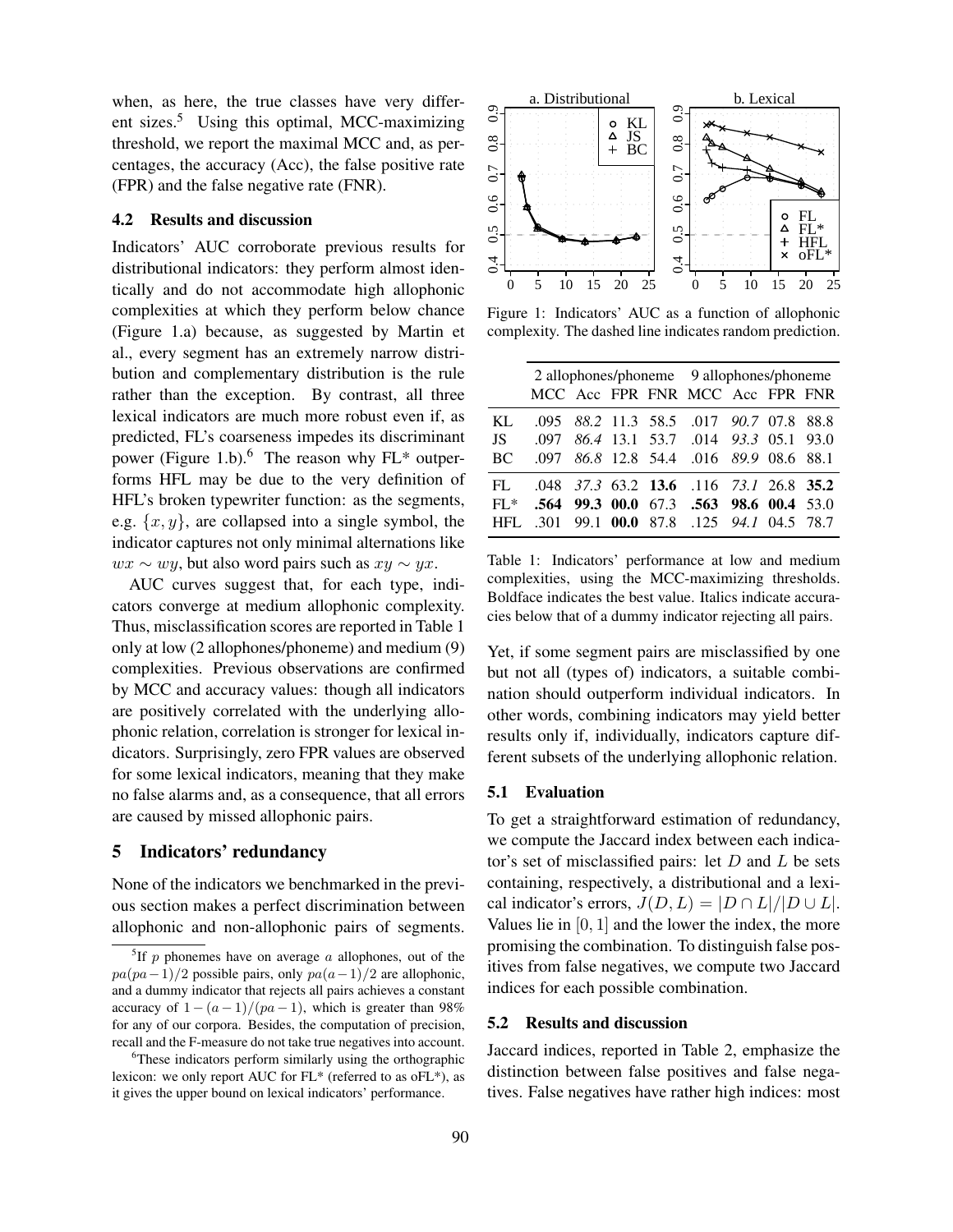when, as here, the true classes have very different sizes.[5] Using this optimal, MCC-maximizing threshold, we report the maximal MCC and, as percentages, the accuracy (Acc), the false positive rate (FPR) and the false negative rate (FNR).

### 4.2 Results and discussion

Indicators' AUC corroborate previous results for distributional indicators: they perform almost identically and do not accommodate high allophonic complexities at which they perform below chance (Figure 1.a) because, as suggested by Martin et al., every segment has an extremely narrow distribution and complementary distribution is the rule rather than the exception. By contrast, all three lexical indicators are much more robust even if, as predicted, FL's coarseness impedes its discriminant power (Figure 1.b).[6] The reason why FL* outperforms HFL may be due to the very definition of HFL's broken typewriter function: as the segments, e.g. $\{x, y\}$, are collapsed into a single symbol, the indicator captures not only minimal alternations like $wx \sim wy$, but also word pairs such as $xy \sim yx$.

AUC curves suggest that, for each type, indicators converge at medium allophonic complexity. Thus, misclassification scores are reported in Table 1 only at low (2 allophones/phoneme) and medium (9) complexities. Previous observations are confirmed by MCC and accuracy values: though all indicators are positively correlated with the underlying allophonic relation, correlation is stronger for lexical indicators. Surprisingly, zero FPR values are observed for some lexical indicators, meaning that they make no false alarms and, as a consequence, that all errors are caused by missed allophonic pairs.

## 5 Indicators' redundancy

None of the indicators we benchmarked in the previous section makes a perfect discrimination between allophonic and non-allophonic pairs of segments.

[5] If $p$ phonemes have on average $a$ allophones, out of the $pa(pa-1)/2$ possible pairs, only $pa(a-1)/2$ are allophonic, and a dummy indicator that rejects all pairs achieves a constant accuracy of $1-(a-1)/(pa-1)$, which is greater than 98% for any of our corpora. Besides, the computation of precision, recall and the F-measure do not take true negatives into account.

[6] These indicators perform similarly using the orthographic lexicon: we only report AUC for FL* (referred to as oFL*), as it gives the upper bound on lexical indicators' performance.

Figure 1: Indicators' AUC as a function of allophonic complexity. The dashed line indicates random prediction.

| | 2 allophones/phoneme | | | | 9 allophones/phoneme | | | |
|---|---|---|---|---|---|---|---|---|
| | MCC | Acc | FPR | FNR | MCC | Acc | FPR | FNR |
| KL | .095 | *88.2* | 11.3 | 58.5 | .017 | *90.7* | 07.8 | 88.8 |
| JS | .097 | *86.4* | 13.1 | 53.7 | .014 | *93.3* | 05.1 | 93.0 |
| BC | .097 | *86.8* | 12.8 | 54.4 | .016 | *89.9* | 08.6 | 88.1 |
| FL | .048 | *37.3* | 63.2 | **13.6** | .116 | *73.1* | 26.8 | **35.2** |
| FL* | **.564** | **99.3** | **00.0** | 67.3 | **.563** | **98.6** | **00.4** | 53.0 |
| HFL | .301 | 99.1 | **00.0** | 87.8 | .125 | *94.1* | 04.5 | 78.7 |

Table 1: Indicators' performance at low and medium complexities, using the MCC-maximizing thresholds. Boldface indicates the best value. Italics indicate accuracies below that of a dummy indicator rejecting all pairs.

Yet, if some segment pairs are misclassified by one but not all (types of) indicators, a suitable combination should outperform individual indicators. In other words, combining indicators may yield better results only if, individually, indicators capture different subsets of the underlying allophonic relation.

### 5.1 Evaluation

To get a straightforward estimation of redundancy, we compute the Jaccard index between each indicator's set of misclassified pairs: let $D$ and $L$ be sets containing, respectively, a distributional and a lexical indicator's errors, $J(D, L) = |D \cap L|/|D \cup L|$. Values lie in $[0, 1]$ and the lower the index, the more promising the combination. To distinguish false positives from false negatives, we compute two Jaccard indices for each possible combination.

### 5.2 Results and discussion

Jaccard indices, reported in Table 2, emphasize the distinction between false positives and false negatives. False negatives have rather high indices: most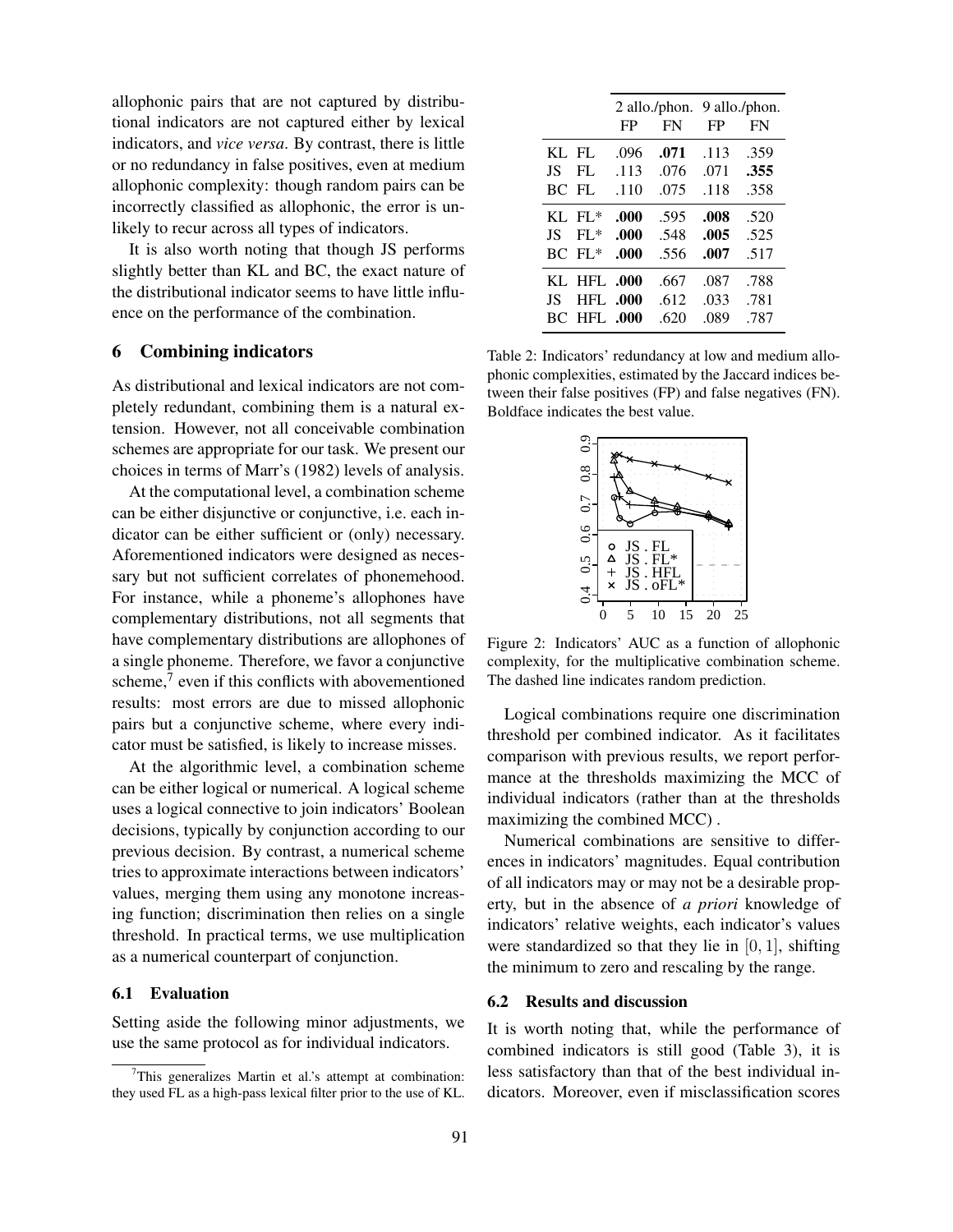allophonic pairs that are not captured by distributional indicators are not captured either by lexical indicators, and *vice versa*. By contrast, there is little or no redundancy in false positives, even at medium allophonic complexity: though random pairs can be incorrectly classified as allophonic, the error is unlikely to recur across all types of indicators.

It is also worth noting that though JS performs slightly better than KL and BC, the exact nature of the distributional indicator seems to have little influence on the performance of the combination.

| | | 2 allo./phon. | | 9 allo./phon. | |
|---|---|---|---|---|---|
| | | FP | FN | FP | FN |
| KL | FL | .096 | **.071** | .113 | .359 |
| JS | FL | .113 | .076 | .071 | **.355** |
| BC | FL | .110 | .075 | .118 | .358 |
| KL | FL* | **.000** | .595 | **.008** | .520 |
| JS | FL* | **.000** | .548 | **.005** | .525 |
| BC | FL* | **.000** | .556 | **.007** | .517 |
| KL | HFL | **.000** | .667 | .087 | .788 |
| JS | HFL | **.000** | .612 | .033 | .781 |
| BC | HFL | **.000** | .620 | .089 | .787 |

Table 2: Indicators' redundancy at low and medium allophonic complexities, estimated by the Jaccard indices between their false positives (FP) and false negatives (FN). Boldface indicates the best value.

## 6 Combining indicators

As distributional and lexical indicators are not completely redundant, combining them is a natural extension. However, not all conceivable combination schemes are appropriate for our task. We present our choices in terms of Marr's (1982) levels of analysis.

At the computational level, a combination scheme can be either disjunctive or conjunctive, i.e. each indicator can be either sufficient or (only) necessary. Aforementioned indicators were designed as necessary but not sufficient correlates of phonemehood. For instance, while a phoneme's allophones have complementary distributions, not all segments that have complementary distributions are allophones of a single phoneme. Therefore, we favor a conjunctive scheme,[7] even if this conflicts with abovementioned results: most errors are due to missed allophonic pairs but a conjunctive scheme, where every indicator must be satisfied, is likely to increase misses.

At the algorithmic level, a combination scheme can be either logical or numerical. A logical scheme uses a logical connective to join indicators' Boolean decisions, typically by conjunction according to our previous decision. By contrast, a numerical scheme tries to approximate interactions between indicators' values, merging them using any monotone increasing function; discrimination then relies on a single threshold. In practical terms, we use multiplication as a numerical counterpart of conjunction.

### 6.1 Evaluation

Setting aside the following minor adjustments, we use the same protocol as for individual indicators.

[7] This generalizes Martin et al.'s attempt at combination: they used FL as a high-pass lexical filter prior to the use of KL.

Figure 2: Indicators' AUC as a function of allophonic complexity, for the multiplicative combination scheme. The dashed line indicates random prediction.

Logical combinations require one discrimination threshold per combined indicator. As it facilitates comparison with previous results, we report performance at the thresholds maximizing the MCC of individual indicators (rather than at the thresholds maximizing the combined MCC) .

Numerical combinations are sensitive to differences in indicators' magnitudes. Equal contribution of all indicators may or may not be a desirable property, but in the absence of *a priori* knowledge of indicators' relative weights, each indicator's values were standardized so that they lie in $[0, 1]$, shifting the minimum to zero and rescaling by the range.

### 6.2 Results and discussion

It is worth noting that, while the performance of combined indicators is still good (Table 3), it is less satisfactory than that of the best individual indicators. Moreover, even if misclassification scores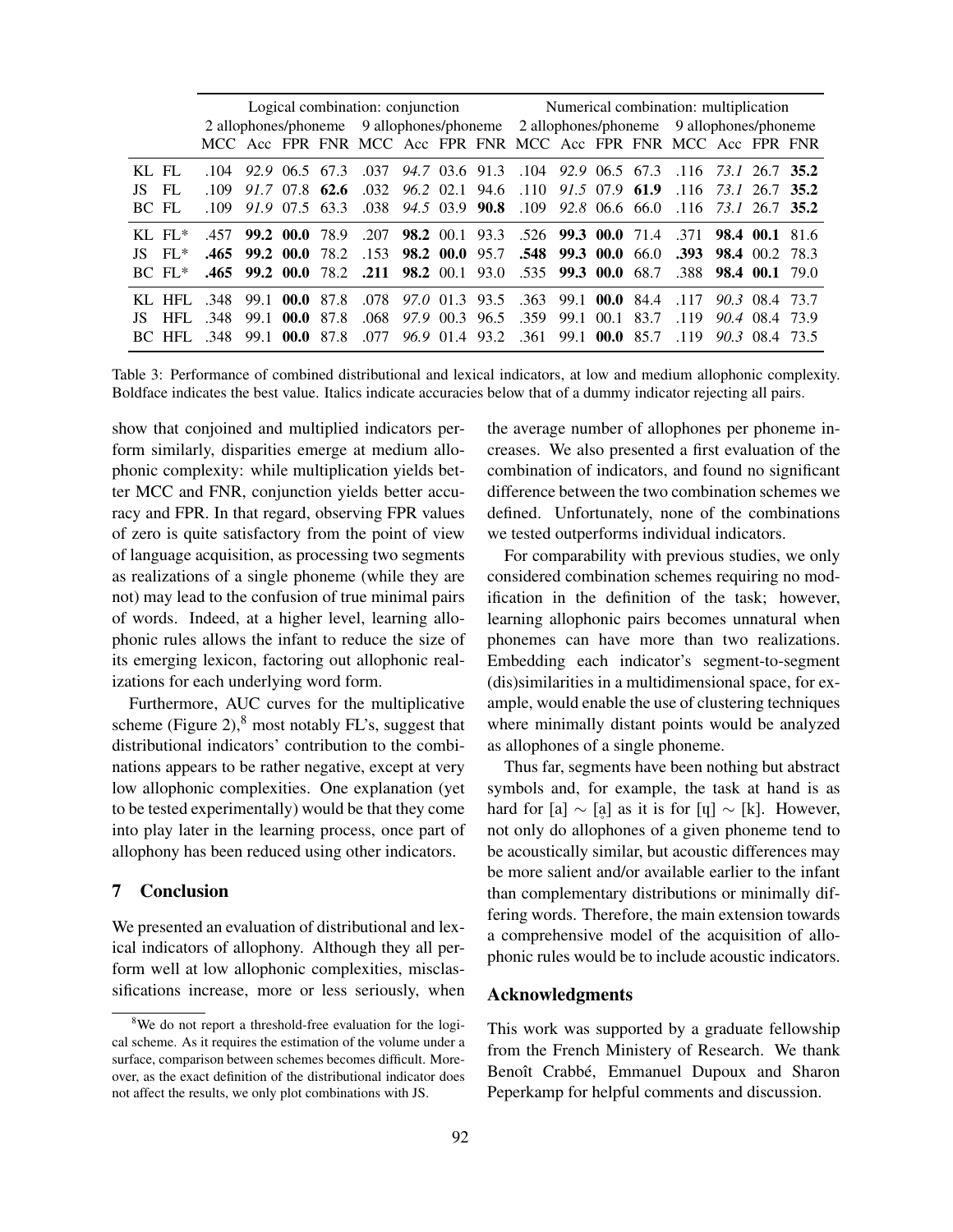| | | Logical combination: conjunction | | | | | | | | Numerical combination: multiplication | | | | | | | |
|---|---|---|---|---|---|---|---|---|---|---|---|---|---|---|---|---|---|
| | | 2 allophones/phoneme | | | | 9 allophones/phoneme | | | | 2 allophones/phoneme | | | | 9 allophones/phoneme | | | |
| | | MCC | Acc | FPR | FNR | MCC | Acc | FPR | FNR | MCC | Acc | FPR | FNR | MCC | Acc | FPR | FNR |
| KL | FL | .104 | *92.9* | 06.5 | 67.3 | .037 | *94.7* | 03.6 | 91.3 | .104 | *92.9* | 06.5 | 67.3 | .116 | *73.1* | 26.7 | **35.2** |
| JS | FL | .109 | *91.7* | 07.8 | **62.6** | .032 | *96.2* | 02.1 | 94.6 | .110 | *91.5* | 07.9 | **61.9** | .116 | *73.1* | 26.7 | **35.2** |
| BC | FL | .109 | *91.9* | 07.5 | 63.3 | .038 | *94.5* | 03.9 | **90.8** | .109 | *92.8* | 06.6 | 66.0 | .116 | *73.1* | 26.7 | **35.2** |
| KL | FL* | .457 | **99.2** | **00.0** | 78.9 | .207 | **98.2** | 00.1 | 93.3 | .526 | **99.3** | **00.0** | 71.4 | .371 | **98.4** | **00.1** | 81.6 |
| JS | FL* | **.465** | **99.2** | **00.0** | 78.2 | .153 | **98.2** | **00.0** | 95.7 | **.548** | **99.3** | **00.0** | 66.0 | **.393** | **98.4** | 00.2 | 78.3 |
| BC | FL* | **.465** | **99.2** | **00.0** | 78.2 | **.211** | **98.2** | 00.1 | 93.0 | .535 | **99.3** | **00.0** | 68.7 | .388 | **98.4** | **00.1** | 79.0 |
| KL | HFL | .348 | 99.1 | **00.0** | 87.8 | .078 | *97.0* | 01.3 | 93.5 | .363 | 99.1 | **00.0** | 84.4 | .117 | *90.3* | 08.4 | 73.7 |
| JS | HFL | .348 | 99.1 | **00.0** | 87.8 | .068 | *97.9* | 00.3 | 96.5 | .359 | 99.1 | 00.1 | 83.7 | .119 | *90.4* | 08.4 | 73.9 |
| BC | HFL | .348 | 99.1 | **00.0** | 87.8 | .077 | *96.9* | 01.4 | 93.2 | .361 | 99.1 | **00.0** | 85.7 | .119 | *90.3* | 08.4 | 73.5 |

Table 3: Performance of combined distributional and lexical indicators, at low and medium allophonic complexity. Boldface indicates the best value. Italics indicate accuracies below that of a dummy indicator rejecting all pairs.

show that conjoined and multiplied indicators perform similarly, disparities emerge at medium allophonic complexity: while multiplication yields better MCC and FNR, conjunction yields better accuracy and FPR. In that regard, observing FPR values of zero is quite satisfactory from the point of view of language acquisition, as processing two segments as realizations of a single phoneme (while they are not) may lead to the confusion of true minimal pairs of words. Indeed, at a higher level, learning allophonic rules allows the infant to reduce the size of its emerging lexicon, factoring out allophonic realizations for each underlying word form.

Furthermore, AUC curves for the multiplicative scheme (Figure 2),[8] most notably FL's, suggest that distributional indicators' contribution to the combinations appears to be rather negative, except at very low allophonic complexities. One explanation (yet to be tested experimentally) would be that they come into play later in the learning process, once part of allophony has been reduced using other indicators.

## 7 Conclusion

We presented an evaluation of distributional and lexical indicators of allophony. Although they all perform well at low allophonic complexities, misclassifications increase, more or less seriously, when the average number of allophones per phoneme increases. We also presented a first evaluation of the combination of indicators, and found no significant difference between the two combination schemes we defined. Unfortunately, none of the combinations we tested outperforms individual indicators.

For comparability with previous studies, we only considered combination schemes requiring no modification in the definition of the task; however, learning allophonic pairs becomes unnatural when phonemes can have more than two realizations. Embedding each indicator's segment-to-segment (dis)similarities in a multidimensional space, for example, would enable the use of clustering techniques where minimally distant points would be analyzed as allophones of a single phoneme.

Thus far, segments have been nothing but abstract symbols and, for example, the task at hand is as hard for [a] ∼ [ḁ] as it is for [ɥ] ∼ [k]. However, not only do allophones of a given phoneme tend to be acoustically similar, but acoustic differences may be more salient and/or available earlier to the infant than complementary distributions or minimally differing words. Therefore, the main extension towards a comprehensive model of the acquisition of allophonic rules would be to include acoustic indicators.

## Acknowledgments

This work was supported by a graduate fellowship from the French Ministry of Research. We thank Benoît Crabbé, Emmanuel Dupoux and Sharon Peperkamp for helpful comments and discussion.

---

[8] We do not report a threshold-free evaluation for the logical scheme. As it requires the estimation of the volume under a surface, comparison between schemes becomes difficult. Moreover, as the exact definition of the distributional indicator does not affect the results, we only plot combinations with JS.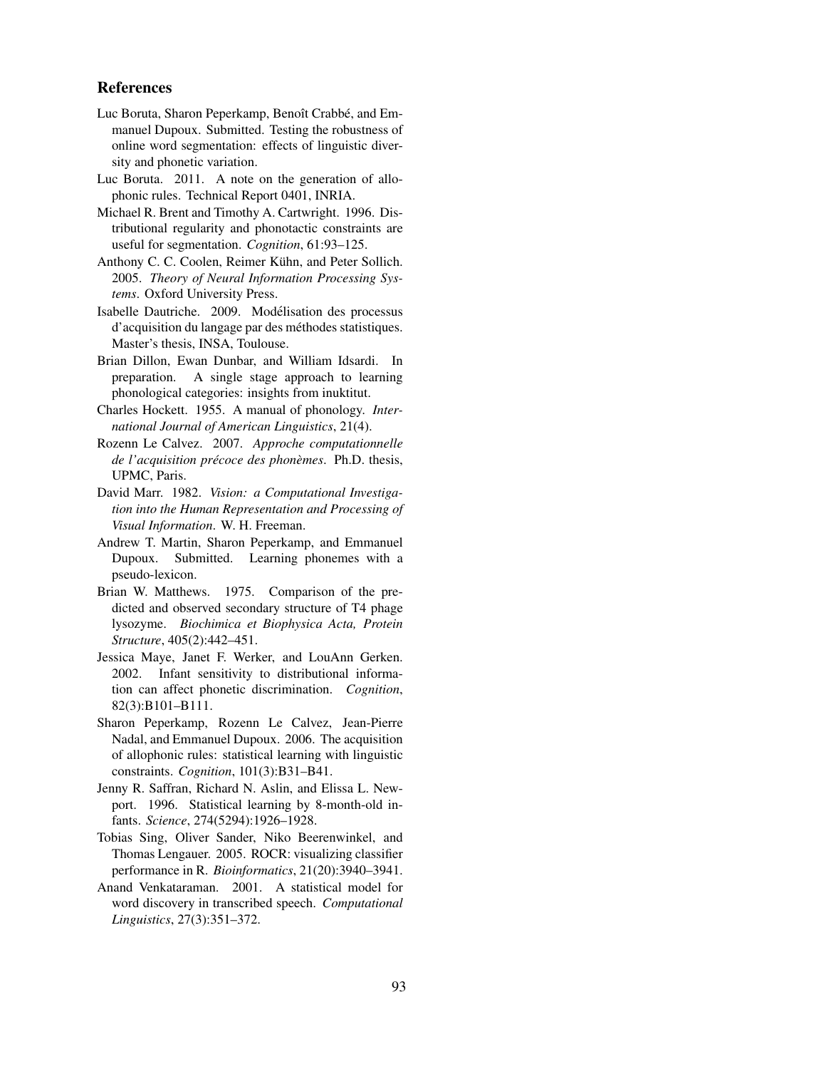## References

Luc Boruta, Sharon Peperkamp, Benoît Crabbé, and Emmanuel Dupoux. Submitted. Testing the robustness of online word segmentation: effects of linguistic diversity and phonetic variation.

Luc Boruta. 2011. A note on the generation of allophonic rules. Technical Report 0401, INRIA.

Michael R. Brent and Timothy A. Cartwright. 1996. Distributional regularity and phonotactic constraints are useful for segmentation. *Cognition*, 61:93–125.

Anthony C. C. Coolen, Reimer Kühn, and Peter Sollich. 2005. *Theory of Neural Information Processing Systems*. Oxford University Press.

Isabelle Dautriche. 2009. Modélisation des processus d'acquisition du langage par des méthodes statistiques. Master's thesis, INSA, Toulouse.

Brian Dillon, Ewan Dunbar, and William Idsardi. In preparation. A single stage approach to learning phonological categories: insights from inuktitut.

Charles Hockett. 1955. A manual of phonology. *International Journal of American Linguistics*, 21(4).

Rozenn Le Calvez. 2007. *Approche computationnelle de l'acquisition précoce des phonèmes*. Ph.D. thesis, UPMC, Paris.

David Marr. 1982. *Vision: a Computational Investigation into the Human Representation and Processing of Visual Information*. W. H. Freeman.

Andrew T. Martin, Sharon Peperkamp, and Emmanuel Dupoux. Submitted. Learning phonemes with a pseudo-lexicon.

Brian W. Matthews. 1975. Comparison of the predicted and observed secondary structure of T4 phage lysozyme. *Biochimica et Biophysica Acta, Protein Structure*, 405(2):442–451.

Jessica Maye, Janet F. Werker, and LouAnn Gerken. 2002. Infant sensitivity to distributional information can affect phonetic discrimination. *Cognition*, 82(3):B101–B111.

Sharon Peperkamp, Rozenn Le Calvez, Jean-Pierre Nadal, and Emmanuel Dupoux. 2006. The acquisition of allophonic rules: statistical learning with linguistic constraints. *Cognition*, 101(3):B31–B41.

Jenny R. Saffran, Richard N. Aslin, and Elissa L. Newport. 1996. Statistical learning by 8-month-old infants. *Science*, 274(5294):1926–1928.

Tobias Sing, Oliver Sander, Niko Beerenwinkel, and Thomas Lengauer. 2005. ROCR: visualizing classifier performance in R. *Bioinformatics*, 21(20):3940–3941.

Anand Venkataraman. 2001. A statistical model for word discovery in transcribed speech. *Computational Linguistics*, 27(3):351–372.